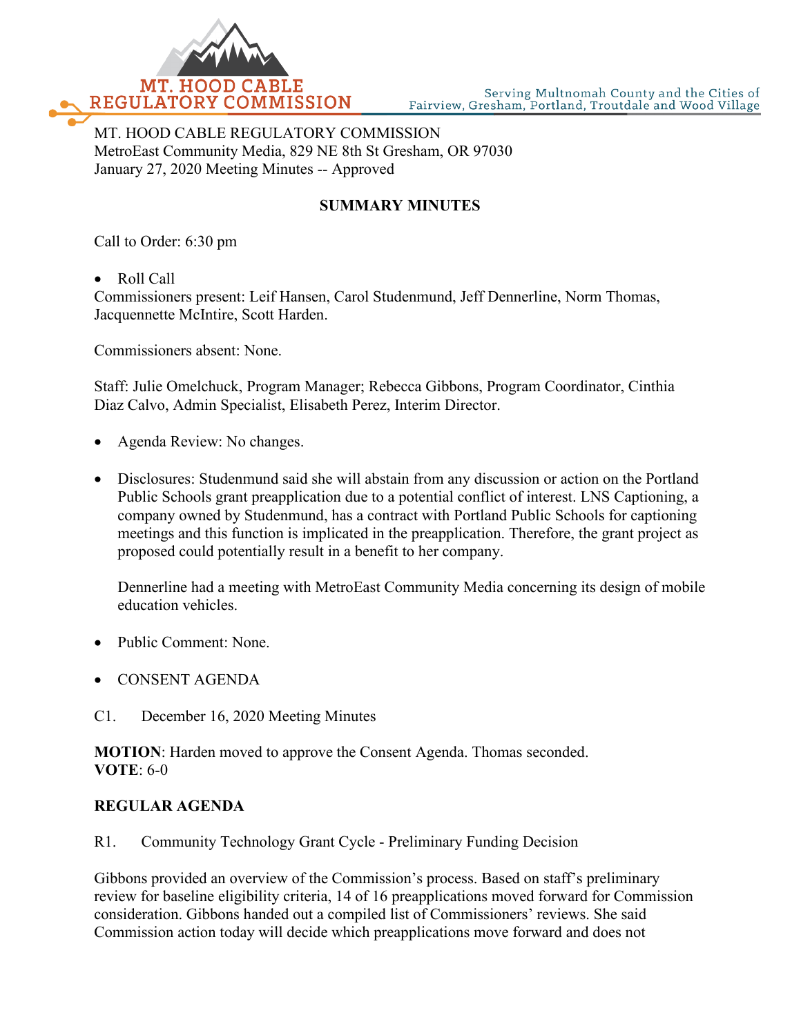MT. HOOD CABLE REGULATORY COMMISSION
MetroEast Community Media, 829 NE 8th St Gresham, OR 97030
January 27, 2020 Meeting Minutes -- Approved

**SUMMARY MINUTES**

Call to Order: 6:30 pm

- Roll Call

Commissioners present: Leif Hansen, Carol Studenmund, Jeff Dennerline, Norm Thomas, Jacquennette McIntire, Scott Harden.

Commissioners absent: None.

Staff: Julie Omelchuck, Program Manager; Rebecca Gibbons, Program Coordinator, Cinthia Diaz Calvo, Admin Specialist, Elisabeth Perez, Interim Director.

- Agenda Review: No changes.

- Disclosures: Studenmund said she will abstain from any discussion or action on the Portland Public Schools grant preapplication due to a potential conflict of interest. LNS Captioning, a company owned by Studenmund, has a contract with Portland Public Schools for captioning meetings and this function is implicated in the preapplication. Therefore, the grant project as proposed could potentially result in a benefit to her company.

  Dennerline had a meeting with MetroEast Community Media concerning its design of mobile education vehicles.

- Public Comment: None.

- CONSENT AGENDA

C1. December 16, 2020 Meeting Minutes

**MOTION**: Harden moved to approve the Consent Agenda. Thomas seconded.
**VOTE**: 6-0

**REGULAR AGENDA**

R1. Community Technology Grant Cycle - Preliminary Funding Decision

Gibbons provided an overview of the Commission's process. Based on staff's preliminary review for baseline eligibility criteria, 14 of 16 preapplications moved forward for Commission consideration. Gibbons handed out a compiled list of Commissioners' reviews. She said Commission action today will decide which preapplications move forward and does not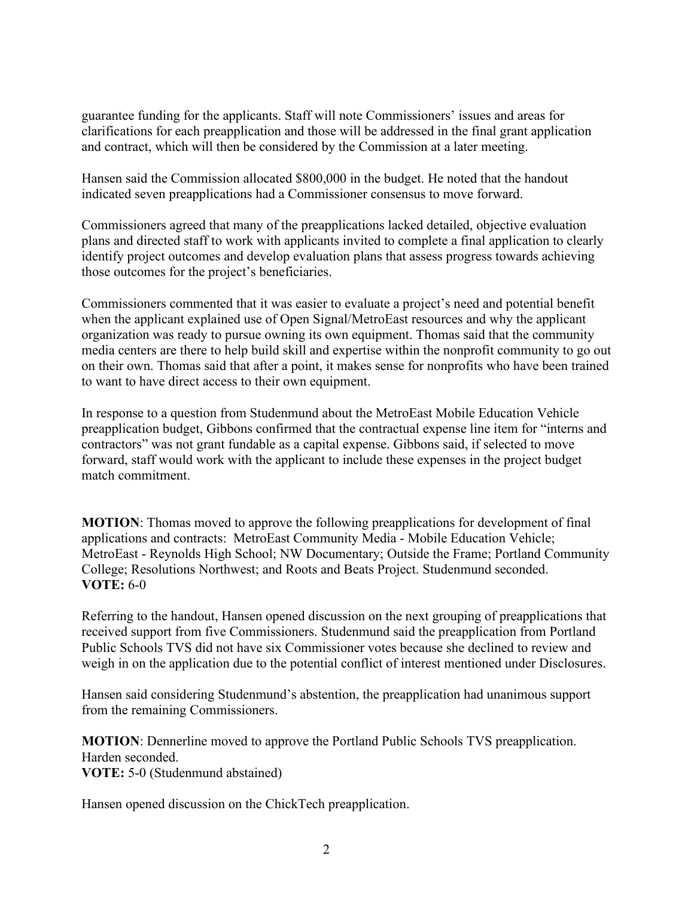guarantee funding for the applicants. Staff will note Commissioners' issues and areas for clarifications for each preapplication and those will be addressed in the final grant application and contract, which will then be considered by the Commission at a later meeting.

Hansen said the Commission allocated $800,000 in the budget. He noted that the handout indicated seven preapplications had a Commissioner consensus to move forward.

Commissioners agreed that many of the preapplications lacked detailed, objective evaluation plans and directed staff to work with applicants invited to complete a final application to clearly identify project outcomes and develop evaluation plans that assess progress towards achieving those outcomes for the project's beneficiaries.

Commissioners commented that it was easier to evaluate a project's need and potential benefit when the applicant explained use of Open Signal/MetroEast resources and why the applicant organization was ready to pursue owning its own equipment. Thomas said that the community media centers are there to help build skill and expertise within the nonprofit community to go out on their own. Thomas said that after a point, it makes sense for nonprofits who have been trained to want to have direct access to their own equipment.

In response to a question from Studenmund about the MetroEast Mobile Education Vehicle preapplication budget, Gibbons confirmed that the contractual expense line item for "interns and contractors" was not grant fundable as a capital expense. Gibbons said, if selected to move forward, staff would work with the applicant to include these expenses in the project budget match commitment.

**MOTION**: Thomas moved to approve the following preapplications for development of final applications and contracts: MetroEast Community Media - Mobile Education Vehicle; MetroEast - Reynolds High School; NW Documentary; Outside the Frame; Portland Community College; Resolutions Northwest; and Roots and Beats Project. Studenmund seconded.
**VOTE:** 6-0

Referring to the handout, Hansen opened discussion on the next grouping of preapplications that received support from five Commissioners. Studenmund said the preapplication from Portland Public Schools TVS did not have six Commissioner votes because she declined to review and weigh in on the application due to the potential conflict of interest mentioned under Disclosures.

Hansen said considering Studenmund's abstention, the preapplication had unanimous support from the remaining Commissioners.

**MOTION**: Dennerline moved to approve the Portland Public Schools TVS preapplication. Harden seconded.
**VOTE:** 5-0 (Studenmund abstained)

Hansen opened discussion on the ChickTech preapplication.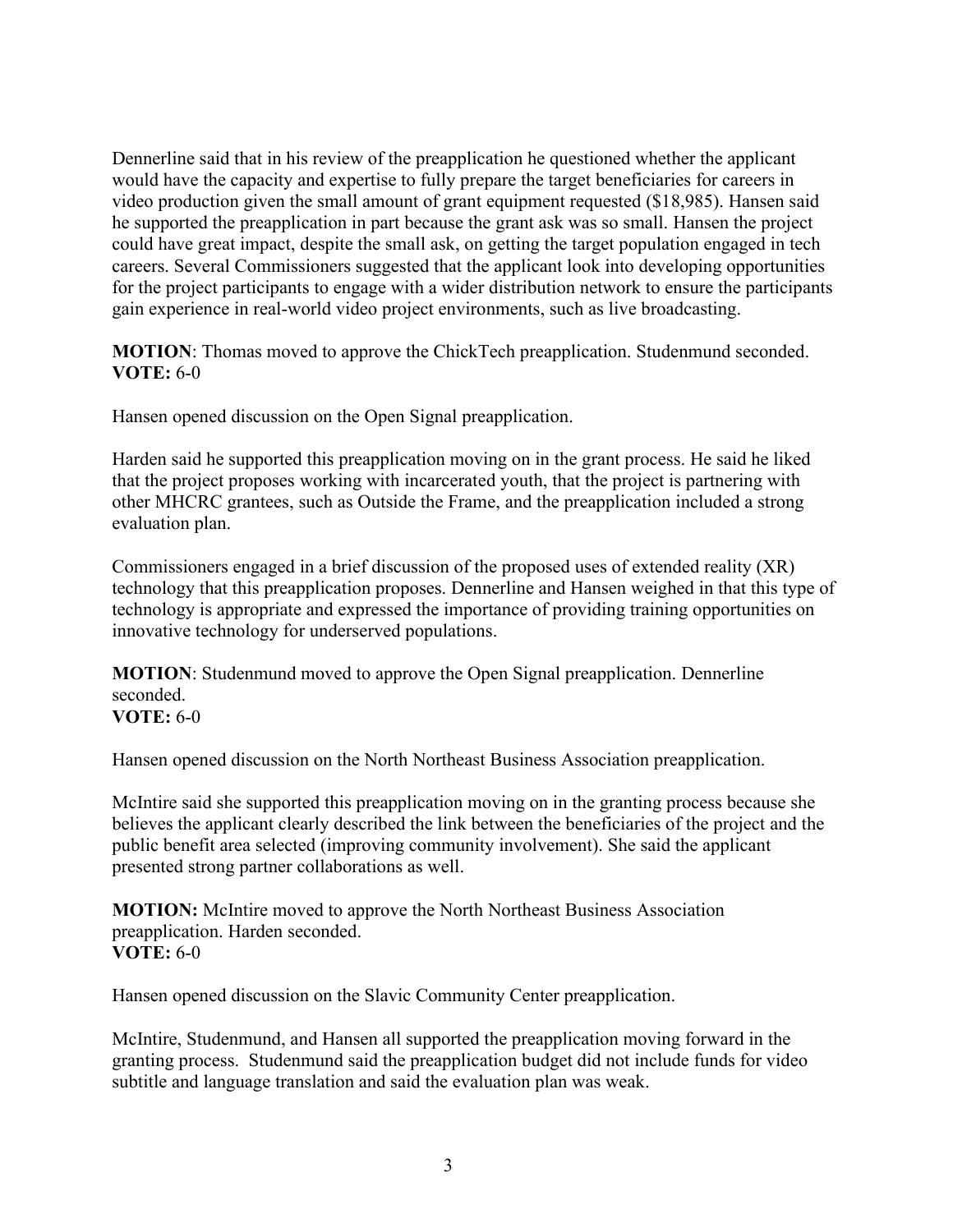Dennerline said that in his review of the preapplication he questioned whether the applicant would have the capacity and expertise to fully prepare the target beneficiaries for careers in video production given the small amount of grant equipment requested ($18,985). Hansen said he supported the preapplication in part because the grant ask was so small. Hansen the project could have great impact, despite the small ask, on getting the target population engaged in tech careers. Several Commissioners suggested that the applicant look into developing opportunities for the project participants to engage with a wider distribution network to ensure the participants gain experience in real-world video project environments, such as live broadcasting.

**MOTION**: Thomas moved to approve the ChickTech preapplication. Studenmund seconded.
**VOTE:** 6-0

Hansen opened discussion on the Open Signal preapplication.

Harden said he supported this preapplication moving on in the grant process. He said he liked that the project proposes working with incarcerated youth, that the project is partnering with other MHCRC grantees, such as Outside the Frame, and the preapplication included a strong evaluation plan.

Commissioners engaged in a brief discussion of the proposed uses of extended reality (XR) technology that this preapplication proposes. Dennerline and Hansen weighed in that this type of technology is appropriate and expressed the importance of providing training opportunities on innovative technology for underserved populations.

**MOTION**: Studenmund moved to approve the Open Signal preapplication. Dennerline seconded.
**VOTE:** 6-0

Hansen opened discussion on the North Northeast Business Association preapplication.

McIntire said she supported this preapplication moving on in the granting process because she believes the applicant clearly described the link between the beneficiaries of the project and the public benefit area selected (improving community involvement). She said the applicant presented strong partner collaborations as well.

**MOTION:** McIntire moved to approve the North Northeast Business Association preapplication. Harden seconded.
**VOTE:** 6-0

Hansen opened discussion on the Slavic Community Center preapplication.

McIntire, Studenmund, and Hansen all supported the preapplication moving forward in the granting process. Studenmund said the preapplication budget did not include funds for video subtitle and language translation and said the evaluation plan was weak.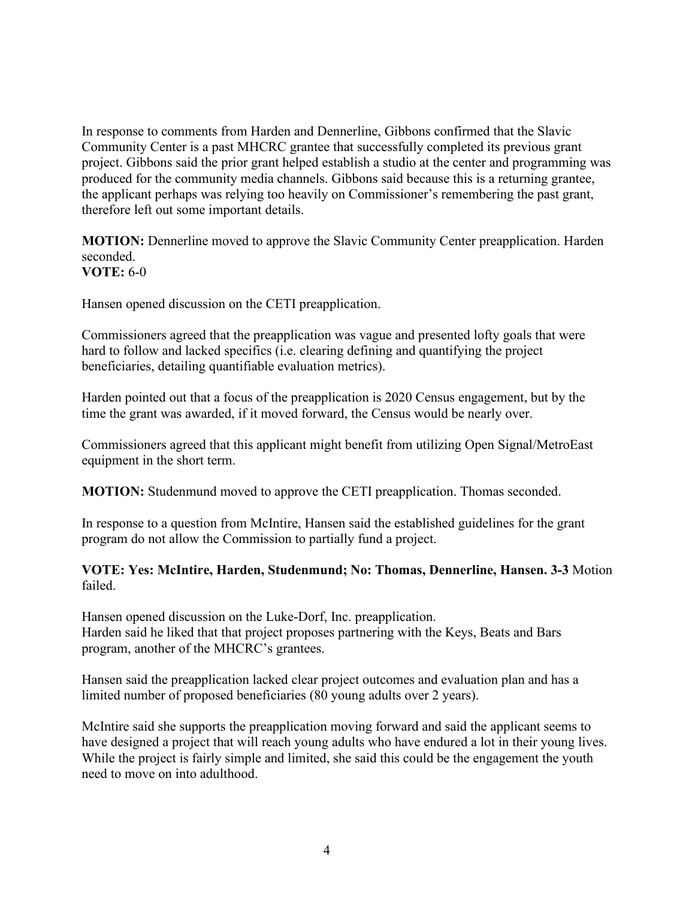In response to comments from Harden and Dennerline, Gibbons confirmed that the Slavic Community Center is a past MHCRC grantee that successfully completed its previous grant project. Gibbons said the prior grant helped establish a studio at the center and programming was produced for the community media channels. Gibbons said because this is a returning grantee, the applicant perhaps was relying too heavily on Commissioner's remembering the past grant, therefore left out some important details.

**MOTION:** Dennerline moved to approve the Slavic Community Center preapplication. Harden seconded.
**VOTE:** 6-0

Hansen opened discussion on the CETI preapplication.

Commissioners agreed that the preapplication was vague and presented lofty goals that were hard to follow and lacked specifics (i.e. clearing defining and quantifying the project beneficiaries, detailing quantifiable evaluation metrics).

Harden pointed out that a focus of the preapplication is 2020 Census engagement, but by the time the grant was awarded, if it moved forward, the Census would be nearly over.

Commissioners agreed that this applicant might benefit from utilizing Open Signal/MetroEast equipment in the short term.

**MOTION:** Studenmund moved to approve the CETI preapplication. Thomas seconded.

In response to a question from McIntire, Hansen said the established guidelines for the grant program do not allow the Commission to partially fund a project.

**VOTE: Yes: McIntire, Harden, Studenmund; No: Thomas, Dennerline, Hansen. 3-3** Motion failed.

Hansen opened discussion on the Luke-Dorf, Inc. preapplication.
Harden said he liked that that project proposes partnering with the Keys, Beats and Bars program, another of the MHCRC's grantees.

Hansen said the preapplication lacked clear project outcomes and evaluation plan and has a limited number of proposed beneficiaries (80 young adults over 2 years).

McIntire said she supports the preapplication moving forward and said the applicant seems to have designed a project that will reach young adults who have endured a lot in their young lives. While the project is fairly simple and limited, she said this could be the engagement the youth need to move on into adulthood.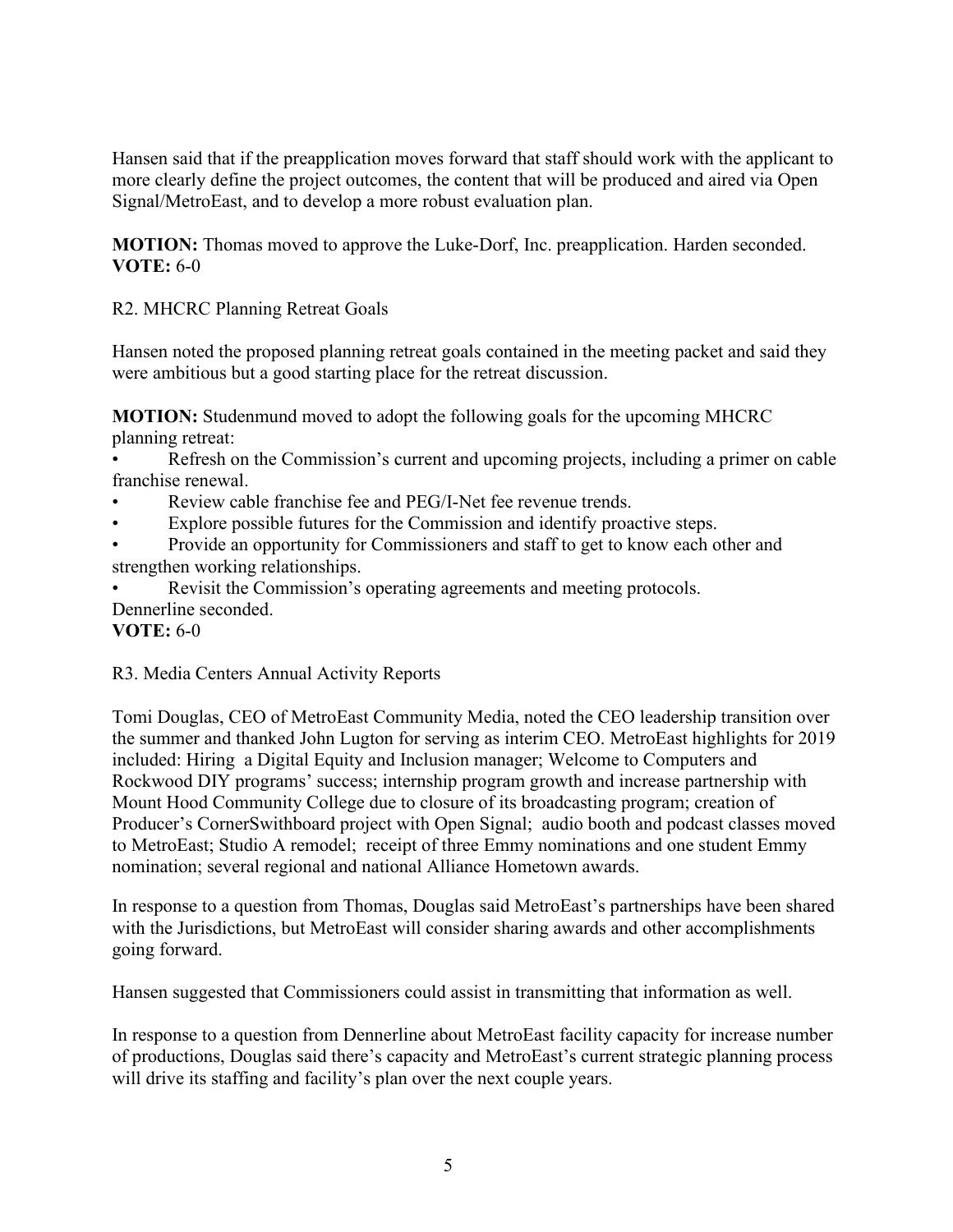Hansen said that if the preapplication moves forward that staff should work with the applicant to more clearly define the project outcomes, the content that will be produced and aired via Open Signal/MetroEast, and to develop a more robust evaluation plan.

**MOTION:** Thomas moved to approve the Luke-Dorf, Inc. preapplication. Harden seconded.
**VOTE:** 6-0

R2. MHCRC Planning Retreat Goals

Hansen noted the proposed planning retreat goals contained in the meeting packet and said they were ambitious but a good starting place for the retreat discussion.

**MOTION:** Studenmund moved to adopt the following goals for the upcoming MHCRC planning retreat:

- Refresh on the Commission's current and upcoming projects, including a primer on cable franchise renewal.
- Review cable franchise fee and PEG/I-Net fee revenue trends.
- Explore possible futures for the Commission and identify proactive steps.
- Provide an opportunity for Commissioners and staff to get to know each other and strengthen working relationships.
- Revisit the Commission's operating agreements and meeting protocols.

Dennerline seconded.
**VOTE:** 6-0

R3. Media Centers Annual Activity Reports

Tomi Douglas, CEO of MetroEast Community Media, noted the CEO leadership transition over the summer and thanked John Lugton for serving as interim CEO. MetroEast highlights for 2019 included: Hiring a Digital Equity and Inclusion manager; Welcome to Computers and Rockwood DIY programs' success; internship program growth and increase partnership with Mount Hood Community College due to closure of its broadcasting program; creation of Producer's CornerSwithboard project with Open Signal; audio booth and podcast classes moved to MetroEast; Studio A remodel; receipt of three Emmy nominations and one student Emmy nomination; several regional and national Alliance Hometown awards.

In response to a question from Thomas, Douglas said MetroEast's partnerships have been shared with the Jurisdictions, but MetroEast will consider sharing awards and other accomplishments going forward.

Hansen suggested that Commissioners could assist in transmitting that information as well.

In response to a question from Dennerline about MetroEast facility capacity for increase number of productions, Douglas said there's capacity and MetroEast's current strategic planning process will drive its staffing and facility's plan over the next couple years.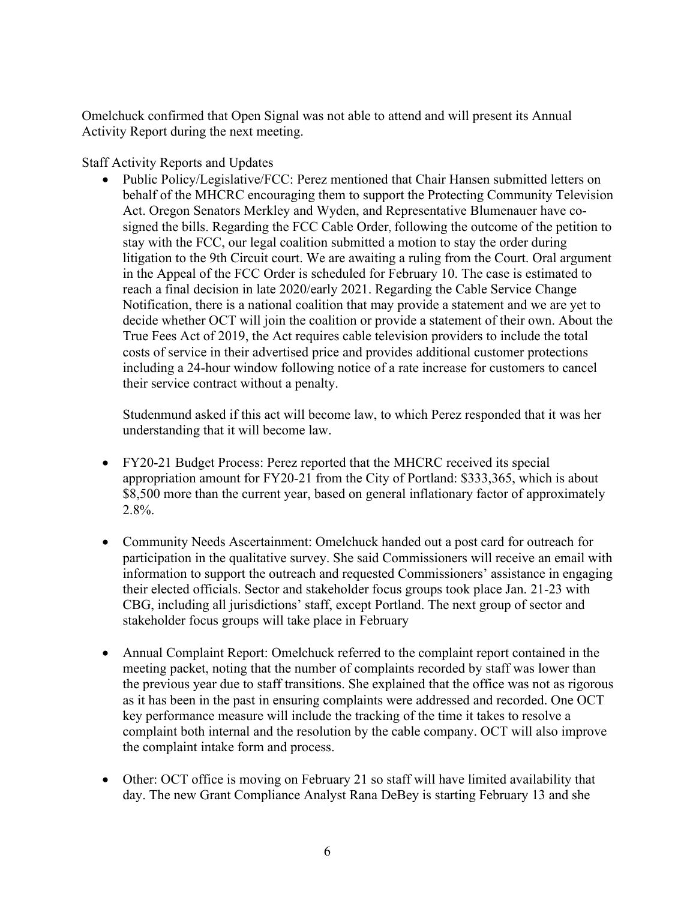Omelchuck confirmed that Open Signal was not able to attend and will present its Annual Activity Report during the next meeting.

Staff Activity Reports and Updates

- Public Policy/Legislative/FCC: Perez mentioned that Chair Hansen submitted letters on behalf of the MHCRC encouraging them to support the Protecting Community Television Act. Oregon Senators Merkley and Wyden, and Representative Blumenauer have co-signed the bills. Regarding the FCC Cable Order, following the outcome of the petition to stay with the FCC, our legal coalition submitted a motion to stay the order during litigation to the 9th Circuit court. We are awaiting a ruling from the Court. Oral argument in the Appeal of the FCC Order is scheduled for February 10. The case is estimated to reach a final decision in late 2020/early 2021. Regarding the Cable Service Change Notification, there is a national coalition that may provide a statement and we are yet to decide whether OCT will join the coalition or provide a statement of their own. About the True Fees Act of 2019, the Act requires cable television providers to include the total costs of service in their advertised price and provides additional customer protections including a 24-hour window following notice of a rate increase for customers to cancel their service contract without a penalty.

  Studenmund asked if this act will become law, to which Perez responded that it was her understanding that it will become law.

- FY20-21 Budget Process: Perez reported that the MHCRC received its special appropriation amount for FY20-21 from the City of Portland: $333,365, which is about $8,500 more than the current year, based on general inflationary factor of approximately 2.8%.

- Community Needs Ascertainment: Omelchuck handed out a post card for outreach for participation in the qualitative survey. She said Commissioners will receive an email with information to support the outreach and requested Commissioners' assistance in engaging their elected officials. Sector and stakeholder focus groups took place Jan. 21-23 with CBG, including all jurisdictions' staff, except Portland. The next group of sector and stakeholder focus groups will take place in February

- Annual Complaint Report: Omelchuck referred to the complaint report contained in the meeting packet, noting that the number of complaints recorded by staff was lower than the previous year due to staff transitions. She explained that the office was not as rigorous as it has been in the past in ensuring complaints were addressed and recorded. One OCT key performance measure will include the tracking of the time it takes to resolve a complaint both internal and the resolution by the cable company. OCT will also improve the complaint intake form and process.

- Other: OCT office is moving on February 21 so staff will have limited availability that day. The new Grant Compliance Analyst Rana DeBey is starting February 13 and she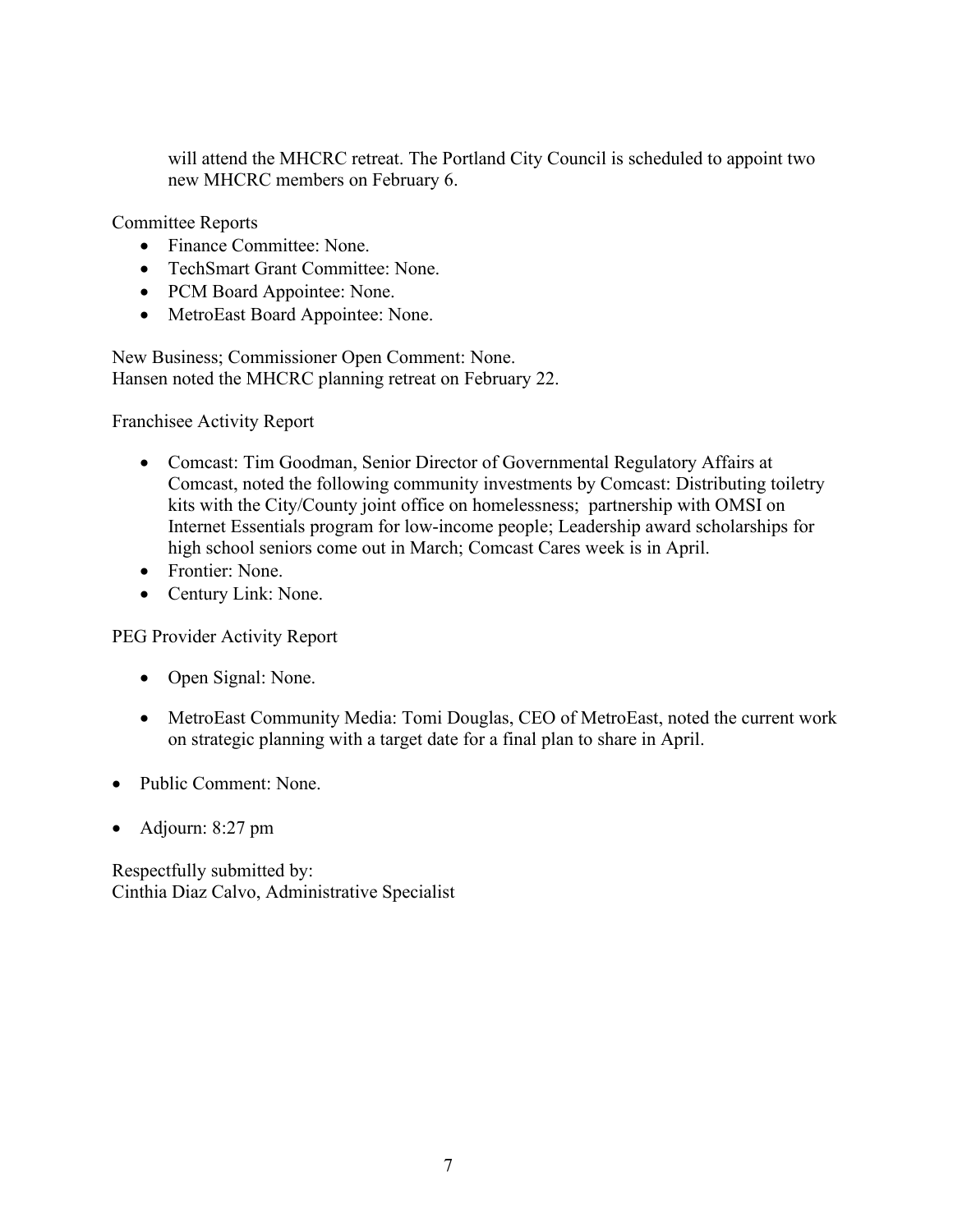will attend the MHCRC retreat. The Portland City Council is scheduled to appoint two new MHCRC members on February 6.

Committee Reports

- Finance Committee: None.
- TechSmart Grant Committee: None.
- PCM Board Appointee: None.
- MetroEast Board Appointee: None.

New Business; Commissioner Open Comment: None.
Hansen noted the MHCRC planning retreat on February 22.

Franchisee Activity Report

- Comcast: Tim Goodman, Senior Director of Governmental Regulatory Affairs at Comcast, noted the following community investments by Comcast: Distributing toiletry kits with the City/County joint office on homelessness; partnership with OMSI on Internet Essentials program for low-income people; Leadership award scholarships for high school seniors come out in March; Comcast Cares week is in April.
- Frontier: None.
- Century Link: None.

PEG Provider Activity Report

- Open Signal: None.
- MetroEast Community Media: Tomi Douglas, CEO of MetroEast, noted the current work on strategic planning with a target date for a final plan to share in April.

- Public Comment: None.
- Adjourn: 8:27 pm

Respectfully submitted by:
Cinthia Diaz Calvo, Administrative Specialist